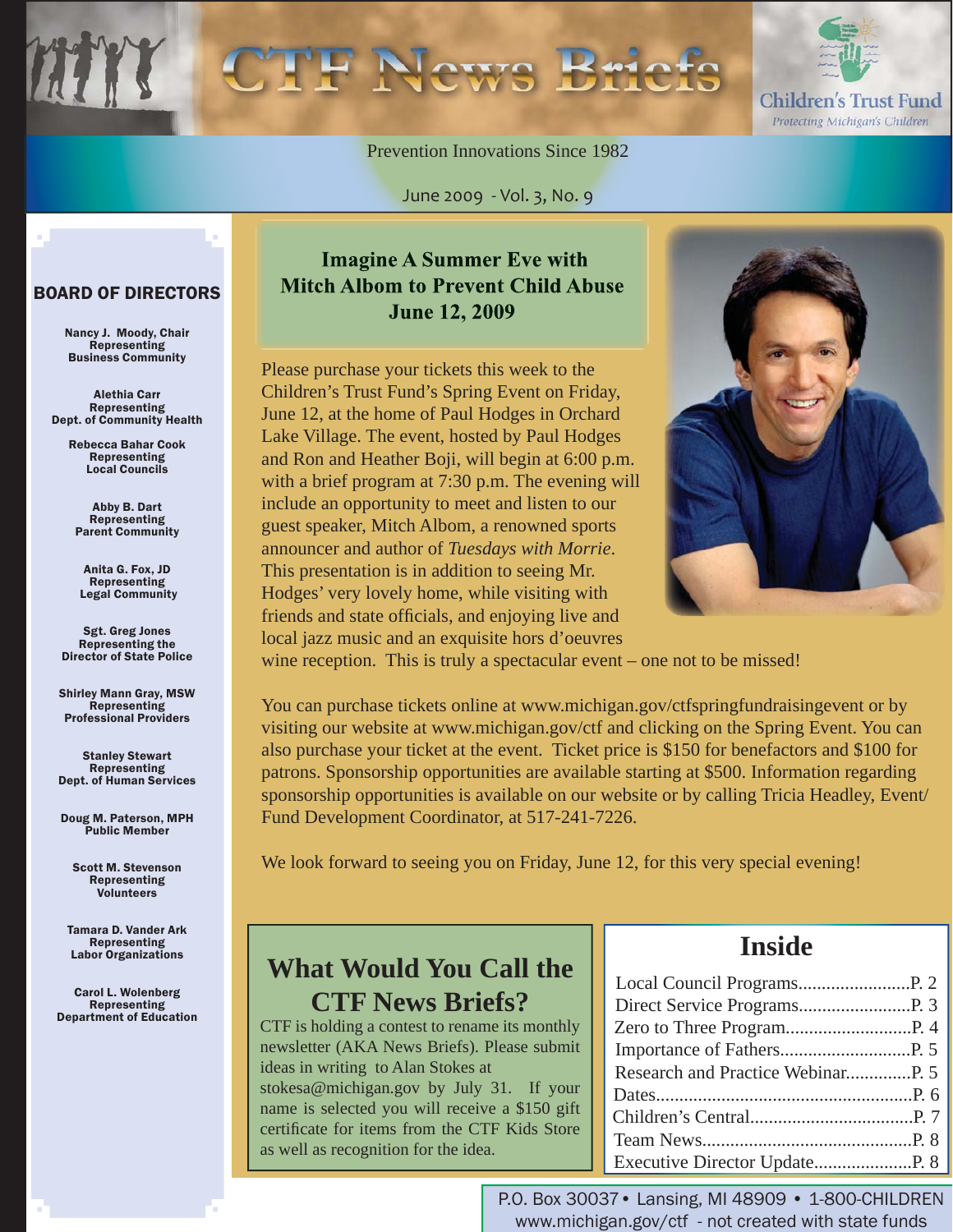# CTF News Briefs

Children's Trust Fund
*Protecting Michigan's Children*

Prevention Innovations Since 1982

June 2009 - Vol. 3, No. 9

## BOARD OF DIRECTORS

**Nancy J. Moody, Chair**
Representing
Business Community

**Alethia Carr**
Representing
Dept. of Community Health

**Rebecca Bahar Cook**
Representing
Local Councils

**Abby B. Dart**
Representing
Parent Community

**Anita G. Fox, JD**
Representing
Legal Community

**Sgt. Greg Jones**
Representing the
Director of State Police

**Shirley Mann Gray, MSW**
Representing
Professional Providers

**Stanley Stewart**
Representing
Dept. of Human Services

**Doug M. Paterson, MPH**
Public Member

**Scott M. Stevenson**
Representing
Volunteers

**Tamara D. Vander Ark**
Representing
Labor Organizations

**Carol L. Wolenberg**
Representing
Department of Education

## Imagine A Summer Eve with Mitch Albom to Prevent Child Abuse June 12, 2009

Please purchase your tickets this week to the Children's Trust Fund's Spring Event on Friday, June 12, at the home of Paul Hodges in Orchard Lake Village. The event, hosted by Paul Hodges and Ron and Heather Boji, will begin at 6:00 p.m. with a brief program at 7:30 p.m. The evening will include an opportunity to meet and listen to our guest speaker, Mitch Albom, a renowned sports announcer and author of *Tuesdays with Morrie*. This presentation is in addition to seeing Mr. Hodges' very lovely home, while visiting with friends and state officials, and enjoying live and local jazz music and an exquisite hors d'oeuvres wine reception. This is truly a spectacular event – one not to be missed!

You can purchase tickets online at www.michigan.gov/ctfspringfundraisingevent or by visiting our website at www.michigan.gov/ctf and clicking on the Spring Event. You can also purchase your ticket at the event. Ticket price is $150 for benefactors and $100 for patrons. Sponsorship opportunities are available starting at $500. Information regarding sponsorship opportunities is available on our website or by calling Tricia Headley, Event/Fund Development Coordinator, at 517-241-7226.

We look forward to seeing you on Friday, June 12, for this very special evening!

## What Would You Call the CTF News Briefs?

CTF is holding a contest to rename its monthly newsletter (AKA News Briefs). Please submit ideas in writing to Alan Stokes at stokesa@michigan.gov by July 31. If your name is selected you will receive a $150 gift certificate for items from the CTF Kids Store as well as recognition for the idea.

## Inside

| | |
|---|---|
| Local Council Programs | P. 2 |
| Direct Service Programs | P. 3 |
| Zero to Three Program | P. 4 |
| Importance of Fathers | P. 5 |
| Research and Practice Webinar | P. 5 |
| Dates | P. 6 |
| Children's Central | P. 7 |
| Team News | P. 8 |
| Executive Director Update | P. 8 |

P.O. Box 30037 • Lansing, MI 48909 • 1-800-CHILDREN
www.michigan.gov/ctf - not created with state funds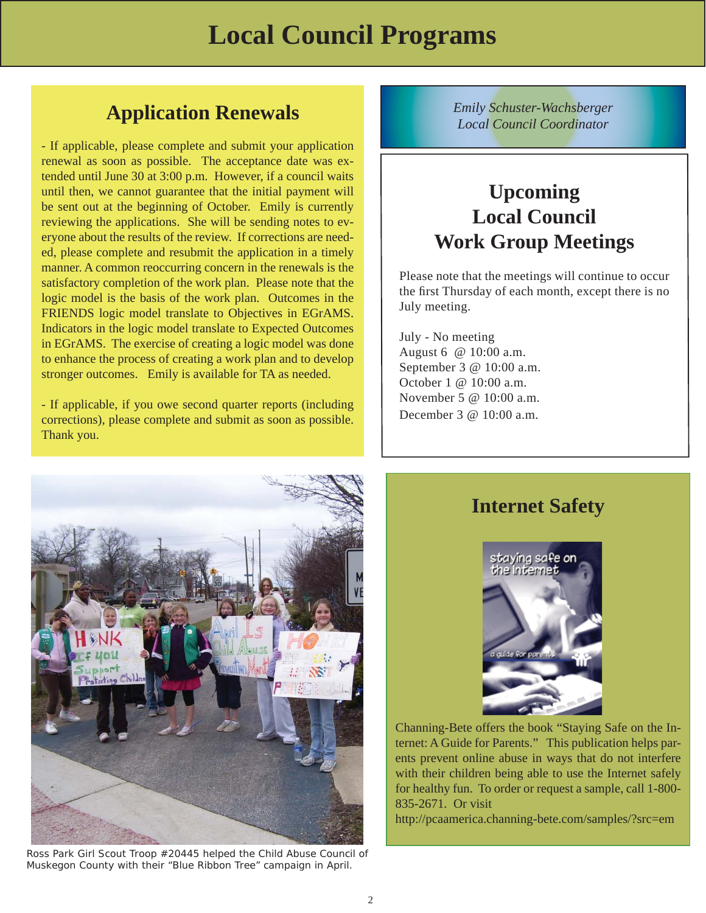# Local Council Programs

## Application Renewals

- If applicable, please complete and submit your application renewal as soon as possible. The acceptance date was extended until June 30 at 3:00 p.m. However, if a council waits until then, we cannot guarantee that the initial payment will be sent out at the beginning of October. Emily is currently reviewing the applications. She will be sending notes to everyone about the results of the review. If corrections are needed, please complete and resubmit the application in a timely manner. A common reoccurring concern in the renewals is the satisfactory completion of the work plan. Please note that the logic model is the basis of the work plan. Outcomes in the FRIENDS logic model translate to Objectives in EGrAMS. Indicators in the logic model translate to Expected Outcomes in EGrAMS. The exercise of creating a logic model was done to enhance the process of creating a work plan and to develop stronger outcomes. Emily is available for TA as needed.

- If applicable, if you owe second quarter reports (including corrections), please complete and submit as soon as possible. Thank you.

*Emily Schuster-Wachsberger*
*Local Council Coordinator*

## Upcoming Local Council Work Group Meetings

Please note that the meetings will continue to occur the first Thursday of each month, except there is no July meeting.

July - No meeting
August 6 @ 10:00 a.m.
September 3 @ 10:00 a.m.
October 1 @ 10:00 a.m.
November 5 @ 10:00 a.m.
December 3 @ 10:00 a.m.

Ross Park Girl Scout Troop #20445 helped the Child Abuse Council of Muskegon County with their "Blue Ribbon Tree" campaign in April.

## Internet Safety

Channing-Bete offers the book "Staying Safe on the Internet: A Guide for Parents." This publication helps parents prevent online abuse in ways that do not interfere with their children being able to use the Internet safely for healthy fun. To order or request a sample, call 1-800-835-2671. Or visit http://pcaamerica.channing-bete.com/samples/?src=em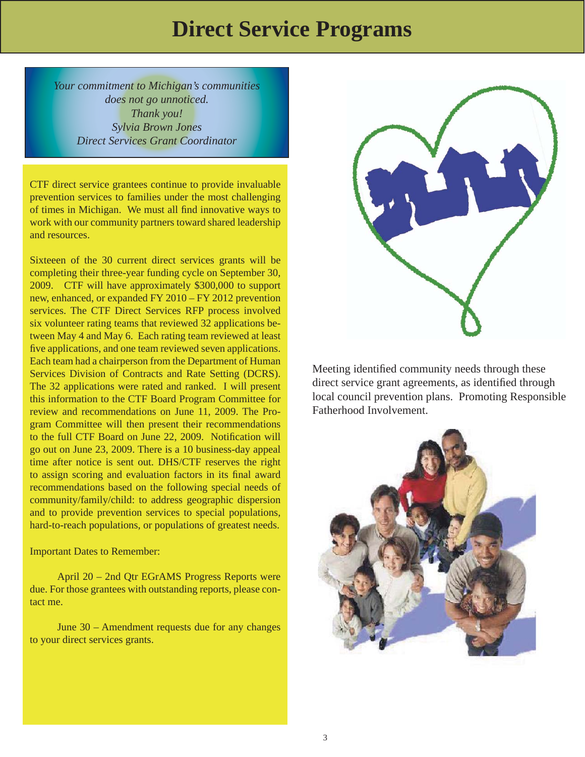# Direct Service Programs

*Your commitment to Michigan's communities does not go unnoticed.*
*Thank you!*
*Sylvia Brown Jones*
*Direct Services Grant Coordinator*

CTF direct service grantees continue to provide invaluable prevention services to families under the most challenging of times in Michigan. We must all find innovative ways to work with our community partners toward shared leadership and resources.

Sixteeen of the 30 current direct services grants will be completing their three-year funding cycle on September 30, 2009. CTF will have approximately $300,000 to support new, enhanced, or expanded FY 2010 – FY 2012 prevention services. The CTF Direct Services RFP process involved six volunteer rating teams that reviewed 32 applications between May 4 and May 6. Each rating team reviewed at least five applications, and one team reviewed seven applications. Each team had a chairperson from the Department of Human Services Division of Contracts and Rate Setting (DCRS). The 32 applications were rated and ranked. I will present this information to the CTF Board Program Committee for review and recommendations on June 11, 2009. The Program Committee will then present their recommendations to the full CTF Board on June 22, 2009. Notification will go out on June 23, 2009. There is a 10 business-day appeal time after notice is sent out. DHS/CTF reserves the right to assign scoring and evaluation factors in its final award recommendations based on the following special needs of community/family/child: to address geographic dispersion and to provide prevention services to special populations, hard-to-reach populations, or populations of greatest needs.

Important Dates to Remember:

April 20 – 2nd Qtr EGrAMS Progress Reports were due. For those grantees with outstanding reports, please contact me.

June 30 – Amendment requests due for any changes to your direct services grants.

Meeting identified community needs through these direct service grant agreements, as identified through local council prevention plans. Promoting Responsible Fatherhood Involvement.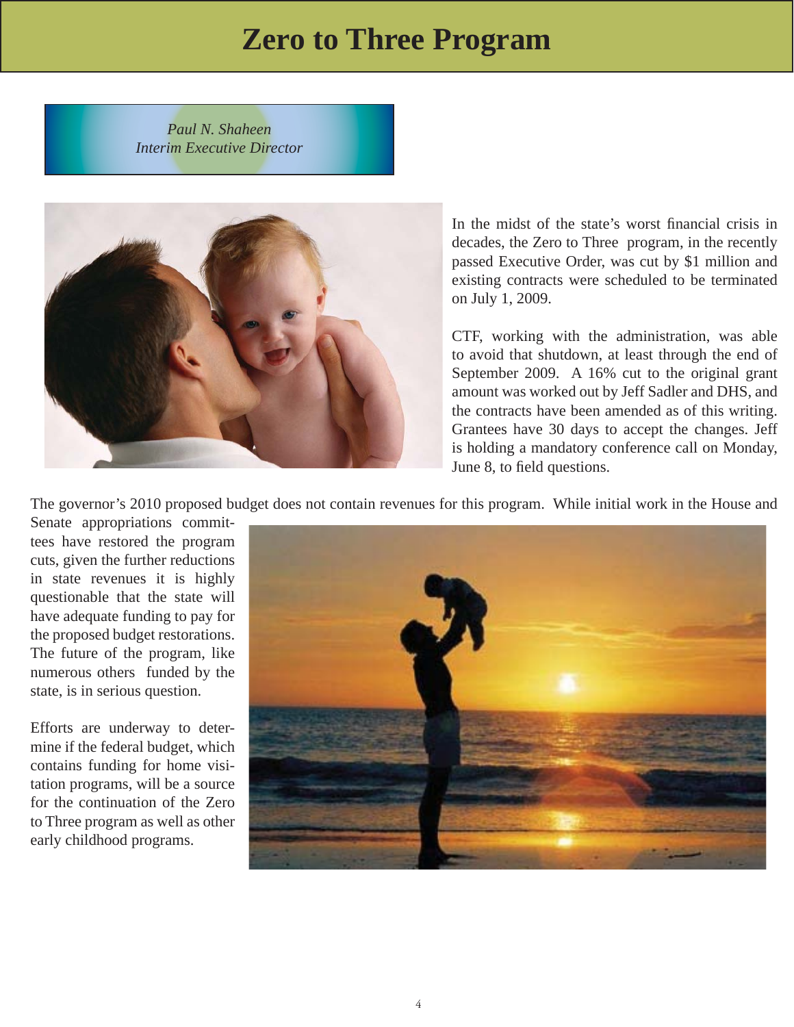# Zero to Three Program

*Paul N. Shaheen*
*Interim Executive Director*

In the midst of the state's worst financial crisis in decades, the Zero to Three program, in the recently passed Executive Order, was cut by $1 million and existing contracts were scheduled to be terminated on July 1, 2009.

CTF, working with the administration, was able to avoid that shutdown, at least through the end of September 2009. A 16% cut to the original grant amount was worked out by Jeff Sadler and DHS, and the contracts have been amended as of this writing. Grantees have 30 days to accept the changes. Jeff is holding a mandatory conference call on Monday, June 8, to field questions.

The governor's 2010 proposed budget does not contain revenues for this program. While initial work in the House and Senate appropriations committees have restored the program cuts, given the further reductions in state revenues it is highly questionable that the state will have adequate funding to pay for the proposed budget restorations. The future of the program, like numerous others funded by the state, is in serious question.

Efforts are underway to determine if the federal budget, which contains funding for home visitation programs, will be a source for the continuation of the Zero to Three program as well as other early childhood programs.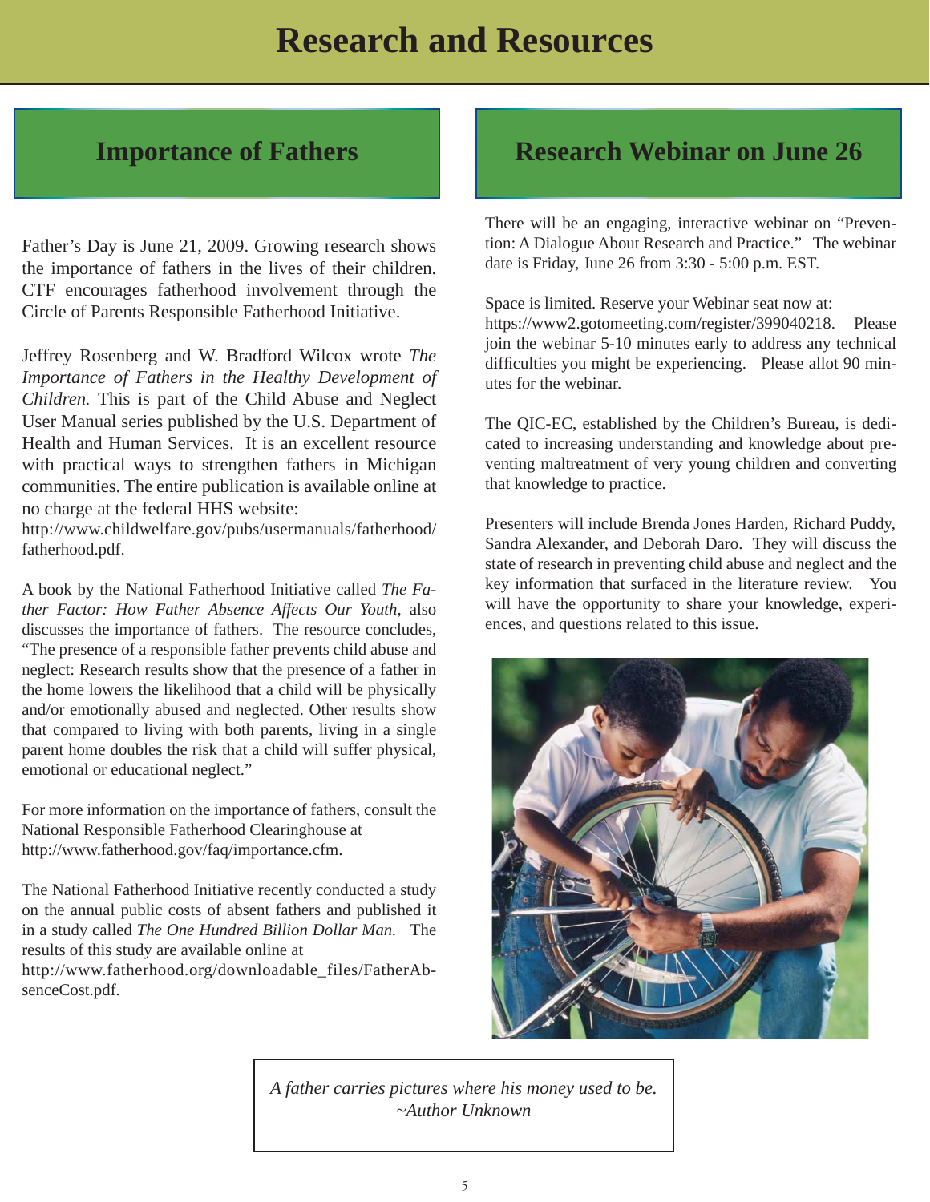# Research and Resources

## Importance of Fathers

Father's Day is June 21, 2009. Growing research shows the importance of fathers in the lives of their children. CTF encourages fatherhood involvement through the Circle of Parents Responsible Fatherhood Initiative.

Jeffrey Rosenberg and W. Bradford Wilcox wrote *The Importance of Fathers in the Healthy Development of Children.* This is part of the Child Abuse and Neglect User Manual series published by the U.S. Department of Health and Human Services. It is an excellent resource with practical ways to strengthen fathers in Michigan communities. The entire publication is available online at no charge at the federal HHS website:
http://www.childwelfare.gov/pubs/usermanuals/fatherhood/fatherhood.pdf.

A book by the National Fatherhood Initiative called *The Father Factor: How Father Absence Affects Our Youth*, also discusses the importance of fathers. The resource concludes, "The presence of a responsible father prevents child abuse and neglect: Research results show that the presence of a father in the home lowers the likelihood that a child will be physically and/or emotionally abused and neglected. Other results show that compared to living with both parents, living in a single parent home doubles the risk that a child will suffer physical, emotional or educational neglect."

For more information on the importance of fathers, consult the National Responsible Fatherhood Clearinghouse at http://www.fatherhood.gov/faq/importance.cfm.

The National Fatherhood Initiative recently conducted a study on the annual public costs of absent fathers and published it in a study called *The One Hundred Billion Dollar Man.* The results of this study are available online at
http://www.fatherhood.org/downloadable_files/FatherAbsenceCost.pdf.

## Research Webinar on June 26

There will be an engaging, interactive webinar on "Prevention: A Dialogue About Research and Practice." The webinar date is Friday, June 26 from 3:30 - 5:00 p.m. EST.

Space is limited. Reserve your Webinar seat now at: https://www2.gotomeeting.com/register/399040218. Please join the webinar 5-10 minutes early to address any technical difficulties you might be experiencing. Please allot 90 minutes for the webinar.

The QIC-EC, established by the Children's Bureau, is dedicated to increasing understanding and knowledge about preventing maltreatment of very young children and converting that knowledge to practice.

Presenters will include Brenda Jones Harden, Richard Puddy, Sandra Alexander, and Deborah Daro. They will discuss the state of research in preventing child abuse and neglect and the key information that surfaced in the literature review. You will have the opportunity to share your knowledge, experiences, and questions related to this issue.

*A father carries pictures where his money used to be.*
*~Author Unknown*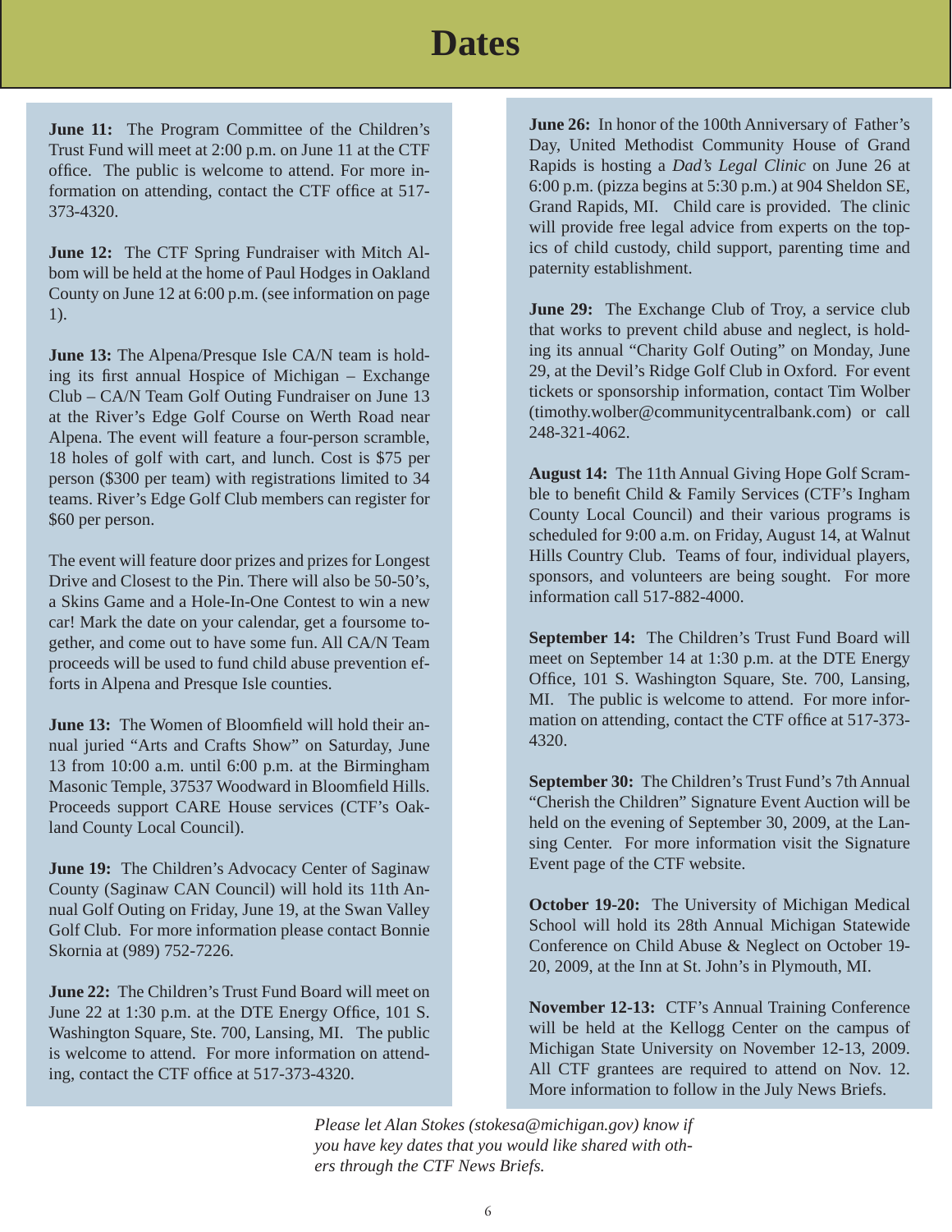# Dates

**June 11:** The Program Committee of the Children's Trust Fund will meet at 2:00 p.m. on June 11 at the CTF office. The public is welcome to attend. For more information on attending, contact the CTF office at 517-373-4320.

**June 12:** The CTF Spring Fundraiser with Mitch Albom will be held at the home of Paul Hodges in Oakland County on June 12 at 6:00 p.m. (see information on page 1).

**June 13:** The Alpena/Presque Isle CA/N team is holding its first annual Hospice of Michigan – Exchange Club – CA/N Team Golf Outing Fundraiser on June 13 at the River's Edge Golf Course on Werth Road near Alpena. The event will feature a four-person scramble, 18 holes of golf with cart, and lunch. Cost is $75 per person ($300 per team) with registrations limited to 34 teams. River's Edge Golf Club members can register for $60 per person.

The event will feature door prizes and prizes for Longest Drive and Closest to the Pin. There will also be 50-50's, a Skins Game and a Hole-In-One Contest to win a new car! Mark the date on your calendar, get a foursome together, and come out to have some fun. All CA/N Team proceeds will be used to fund child abuse prevention efforts in Alpena and Presque Isle counties.

**June 13:** The Women of Bloomfield will hold their annual juried "Arts and Crafts Show" on Saturday, June 13 from 10:00 a.m. until 6:00 p.m. at the Birmingham Masonic Temple, 37537 Woodward in Bloomfield Hills. Proceeds support CARE House services (CTF's Oakland County Local Council).

**June 19:** The Children's Advocacy Center of Saginaw County (Saginaw CAN Council) will hold its 11th Annual Golf Outing on Friday, June 19, at the Swan Valley Golf Club. For more information please contact Bonnie Skornia at (989) 752-7226.

**June 22:** The Children's Trust Fund Board will meet on June 22 at 1:30 p.m. at the DTE Energy Office, 101 S. Washington Square, Ste. 700, Lansing, MI. The public is welcome to attend. For more information on attending, contact the CTF office at 517-373-4320.

**June 26:** In honor of the 100th Anniversary of Father's Day, United Methodist Community House of Grand Rapids is hosting a *Dad's Legal Clinic* on June 26 at 6:00 p.m. (pizza begins at 5:30 p.m.) at 904 Sheldon SE, Grand Rapids, MI. Child care is provided. The clinic will provide free legal advice from experts on the topics of child custody, child support, parenting time and paternity establishment.

**June 29:** The Exchange Club of Troy, a service club that works to prevent child abuse and neglect, is holding its annual "Charity Golf Outing" on Monday, June 29, at the Devil's Ridge Golf Club in Oxford. For event tickets or sponsorship information, contact Tim Wolber (timothy.wolber@communitycentralbank.com) or call 248-321-4062.

**August 14:** The 11th Annual Giving Hope Golf Scramble to benefit Child & Family Services (CTF's Ingham County Local Council) and their various programs is scheduled for 9:00 a.m. on Friday, August 14, at Walnut Hills Country Club. Teams of four, individual players, sponsors, and volunteers are being sought. For more information call 517-882-4000.

**September 14:** The Children's Trust Fund Board will meet on September 14 at 1:30 p.m. at the DTE Energy Office, 101 S. Washington Square, Ste. 700, Lansing, MI. The public is welcome to attend. For more information on attending, contact the CTF office at 517-373-4320.

**September 30:** The Children's Trust Fund's 7th Annual "Cherish the Children" Signature Event Auction will be held on the evening of September 30, 2009, at the Lansing Center. For more information visit the Signature Event page of the CTF website.

**October 19-20:** The University of Michigan Medical School will hold its 28th Annual Michigan Statewide Conference on Child Abuse & Neglect on October 19-20, 2009, at the Inn at St. John's in Plymouth, MI.

**November 12-13:** CTF's Annual Training Conference will be held at the Kellogg Center on the campus of Michigan State University on November 12-13, 2009. All CTF grantees are required to attend on Nov. 12. More information to follow in the July News Briefs.

*Please let Alan Stokes (stokesa@michigan.gov) know if you have key dates that you would like shared with others through the CTF News Briefs.*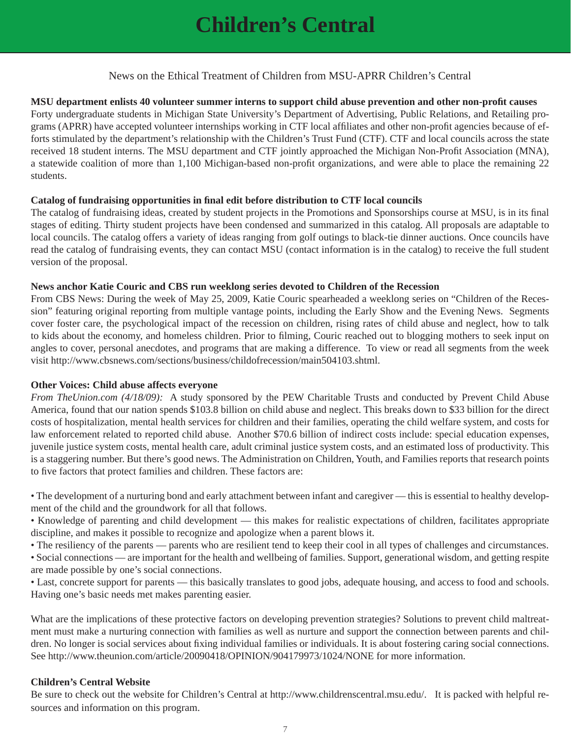# Children's Central

News on the Ethical Treatment of Children from MSU-APRR Children's Central

### MSU department enlists 40 volunteer summer interns to support child abuse prevention and other non-profit causes

Forty undergraduate students in Michigan State University's Department of Advertising, Public Relations, and Retailing programs (APRR) have accepted volunteer internships working in CTF local affiliates and other non-profit agencies because of efforts stimulated by the department's relationship with the Children's Trust Fund (CTF). CTF and local councils across the state received 18 student interns. The MSU department and CTF jointly approached the Michigan Non-Profit Association (MNA), a statewide coalition of more than 1,100 Michigan-based non-profit organizations, and were able to place the remaining 22 students.

### Catalog of fundraising opportunities in final edit before distribution to CTF local councils

The catalog of fundraising ideas, created by student projects in the Promotions and Sponsorships course at MSU, is in its final stages of editing. Thirty student projects have been condensed and summarized in this catalog. All proposals are adaptable to local councils. The catalog offers a variety of ideas ranging from golf outings to black-tie dinner auctions. Once councils have read the catalog of fundraising events, they can contact MSU (contact information is in the catalog) to receive the full student version of the proposal.

### News anchor Katie Couric and CBS run weeklong series devoted to Children of the Recession

From CBS News: During the week of May 25, 2009, Katie Couric spearheaded a weeklong series on "Children of the Recession" featuring original reporting from multiple vantage points, including the Early Show and the Evening News. Segments cover foster care, the psychological impact of the recession on children, rising rates of child abuse and neglect, how to talk to kids about the economy, and homeless children. Prior to filming, Couric reached out to blogging mothers to seek input on angles to cover, personal anecdotes, and programs that are making a difference. To view or read all segments from the week visit http://www.cbsnews.com/sections/business/childofrecession/main504103.shtml.

### Other Voices: Child abuse affects everyone

*From TheUnion.com (4/18/09):* A study sponsored by the PEW Charitable Trusts and conducted by Prevent Child Abuse America, found that our nation spends $103.8 billion on child abuse and neglect. This breaks down to $33 billion for the direct costs of hospitalization, mental health services for children and their families, operating the child welfare system, and costs for law enforcement related to reported child abuse. Another $70.6 billion of indirect costs include: special education expenses, juvenile justice system costs, mental health care, adult criminal justice system costs, and an estimated loss of productivity. This is a staggering number. But there's good news. The Administration on Children, Youth, and Families reports that research points to five factors that protect families and children. These factors are:

- The development of a nurturing bond and early attachment between infant and caregiver — this is essential to healthy development of the child and the groundwork for all that follows.
- Knowledge of parenting and child development — this makes for realistic expectations of children, facilitates appropriate discipline, and makes it possible to recognize and apologize when a parent blows it.
- The resiliency of the parents — parents who are resilient tend to keep their cool in all types of challenges and circumstances.
- Social connections — are important for the health and wellbeing of families. Support, generational wisdom, and getting respite are made possible by one's social connections.
- Last, concrete support for parents — this basically translates to good jobs, adequate housing, and access to food and schools. Having one's basic needs met makes parenting easier.

What are the implications of these protective factors on developing prevention strategies? Solutions to prevent child maltreatment must make a nurturing connection with families as well as nurture and support the connection between parents and children. No longer is social services about fixing individual families or individuals. It is about fostering caring social connections. See http://www.theunion.com/article/20090418/OPINION/904179973/1024/NONE for more information.

### Children's Central Website

Be sure to check out the website for Children's Central at http://www.childrenscentral.msu.edu/. It is packed with helpful resources and information on this program.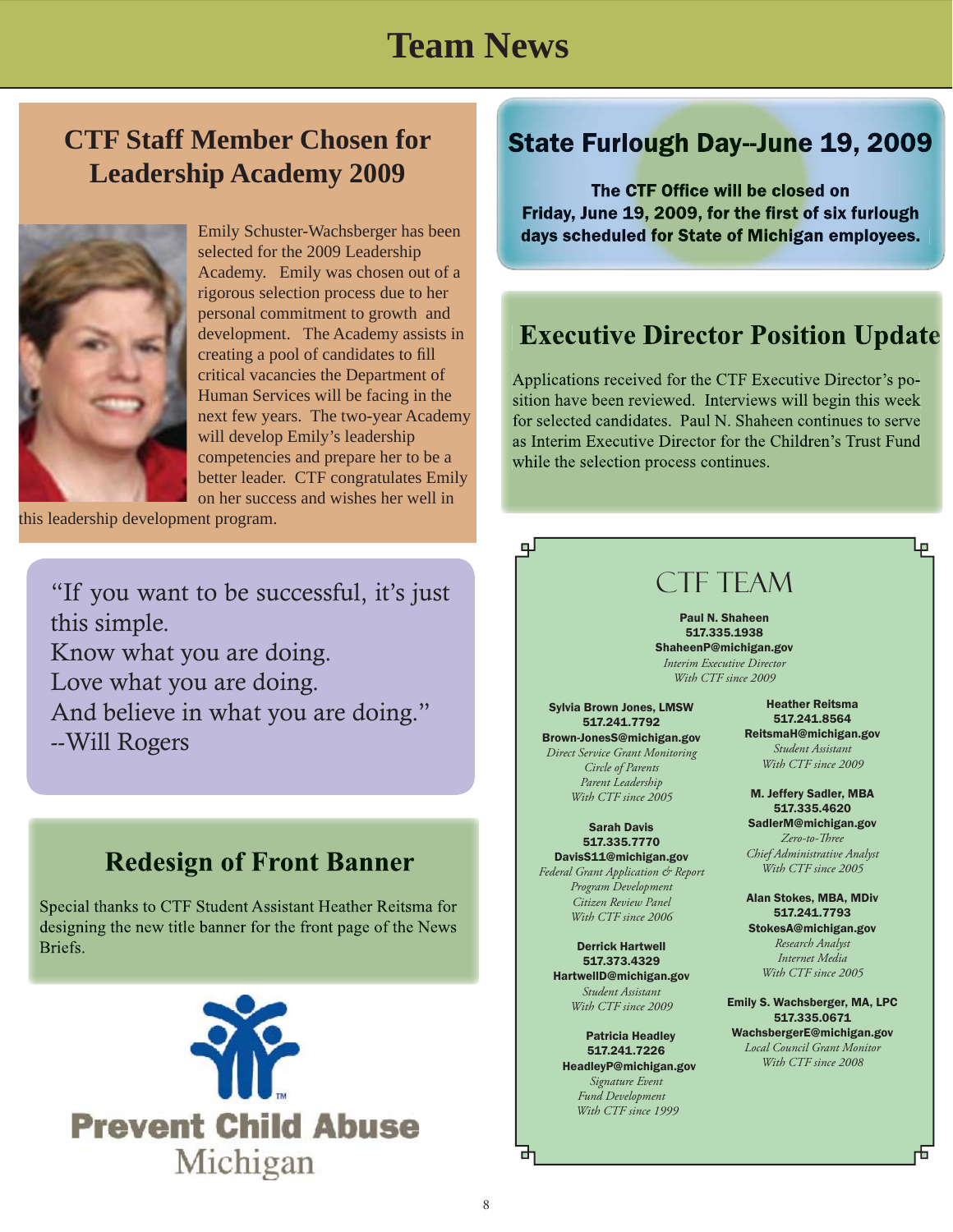# Team News

## CTF Staff Member Chosen for Leadership Academy 2009

Emily Schuster-Wachsberger has been selected for the 2009 Leadership Academy. Emily was chosen out of a rigorous selection process due to her personal commitment to growth and development. The Academy assists in creating a pool of candidates to fill critical vacancies the Department of Human Services will be facing in the next few years. The two-year Academy will develop Emily's leadership competencies and prepare her to be a better leader. CTF congratulates Emily on her success and wishes her well in this leadership development program.

"If you want to be successful, it's just this simple.
Know what you are doing.
Love what you are doing.
And believe in what you are doing."
--Will Rogers

## Redesign of Front Banner

Special thanks to CTF Student Assistant Heather Reitsma for designing the new title banner for the front page of the News Briefs.

Prevent Child Abuse Michigan

## State Furlough Day--June 19, 2009

**The CTF Office will be closed on Friday, June 19, 2009, for the first of six furlough days scheduled for State of Michigan employees.**

## Executive Director Position Update

Applications received for the CTF Executive Director's position have been reviewed. Interviews will begin this week for selected candidates. Paul N. Shaheen continues to serve as Interim Executive Director for the Children's Trust Fund while the selection process continues.

## CTF TEAM

**Paul N. Shaheen**
**517.335.1938**
**ShaheenP@michigan.gov**
*Interim Executive Director*
*With CTF since 2009*

**Sylvia Brown Jones, LMSW**
**517.241.7792**
**Brown-JonesS@michigan.gov**
*Direct Service Grant Monitoring*
*Circle of Parents*
*Parent Leadership*
*With CTF since 2005*

**Sarah Davis**
**517.335.7770**
**DavisS11@michigan.gov**
*Federal Grant Application & Report*
*Program Development*
*Citizen Review Panel*
*With CTF since 2006*

**Derrick Hartwell**
**517.373.4329**
**HartwellD@michigan.gov**
*Student Assistant*
*With CTF since 2009*

**Patricia Headley**
**517.241.7226**
**HeadleyP@michigan.gov**
*Signature Event*
*Fund Development*
*With CTF since 1999*

**Heather Reitsma**
**517.241.8564**
**ReitsmaH@michigan.gov**
*Student Assistant*
*With CTF since 2009*

**M. Jeffery Sadler, MBA**
**517.335.4620**
**SadlerM@michigan.gov**
*Zero-to-Three*
*Chief Administrative Analyst*
*With CTF since 2005*

**Alan Stokes, MBA, MDiv**
**517.241.7793**
**StokesA@michigan.gov**
*Research Analyst*
*Internet Media*
*With CTF since 2005*

**Emily S. Wachsberger, MA, LPC**
**517.335.0671**
**WachsbergerE@michigan.gov**
*Local Council Grant Monitor*
*With CTF since 2008*